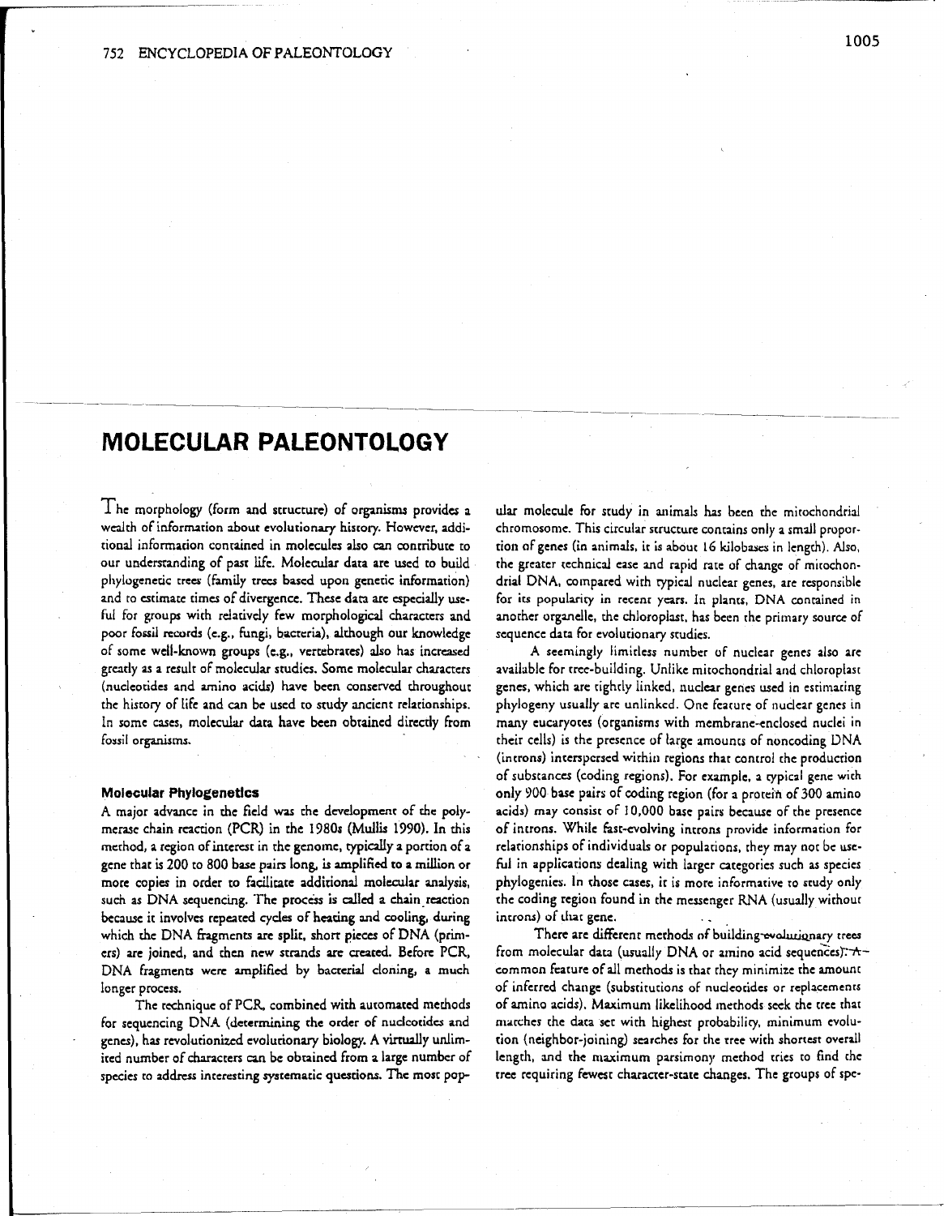# MOLECULAR PALEONTOLOGY

The morphology (form and structure) of organisms provides a wealth of information about evolutionary history. However, additional information contained in molecules also can contribute to our understanding of past life. Molecular data are used to build phylogenetic trees (family trees based upon genetic information) and to estimate times of divergence. These data are especially useful for groups with relatively few morphological characters and poor fossil records (e.g., fungi, bacteria), although our knowledge of some well-known groups (e.g., vertebrates) also has increased greatly as a result of molecular studies. Some molecular characters (nucleotides and amino acids) have been conserved throughout the history of life and can be used to study ancient relationships. In some cases, molecular data have been obtained directly from fossil organisms.

### Molecular Phylogenetics

A major advance in the field was the development of the polymerase chain reaction (PCR) in the 1980s (Mullis 1990). In this method, a region of interest in the genome, typically a portion of a gene that is 200 to 800 base pairs long, is amplified to a million or more copies in order to facilitate additional molecular analysis, such as DNA sequencing. The process is called a chain reaction because it involves repeated cycles of heating and cooling, during which the DNA fragments are split, short pieces of DNA (primers) are joined, and then new strands are created. Before PCR, DNA fragments were amplified by bacterial cloning, a much longer process.

The technique of PCR, combined with automated methods for sequencing DNA (determining the order of nucleotides and genes), has revolutionized evolutionary biology. A virtually unlimited number of characters can be obtained from a large number of species to address interesting systematic questions. The most popular molecule for study in animals has been the mitochondrial chromosome. This circular structure contains only a small proportion of genes (in animals, it is about 16 kilobases in length). Also, the greater technical ease and rapid rate of change of mitochondrial DNA, compared with typical nuclear genes, are responsible for its popularity in recent years. In plants, DNA contained in another organelle, the chloroplast, has been the primary source of sequence data for evolutionary studies.

A seemingly limitless number of nuclear genes also are available for tree-building. Unlike mitochondrial and chloroplast genes, which are tightly linked, nuclear genes used in estimating phylogeny usually are unlinked. One feature of nuclear genes in many eucaryotes (organisms with membrane-enclosed nuclei in their cells) is the presence of large amounts of noncoding DNA (introns) interspersed within regions that control the production of substances (coding regions). For example, a typical gene with only 900 base pairs of coding region (for a protein of 300 amino acids) may consist of 10,000 base pairs because of the presence of introns. While fast-evolving introns provide information for relationships of individuals or populations, they may not be useful in applications dealing with larger categories such as species phylogenies. In those cases, it is more informative to study only the coding region found in the messenger RNA (usually without introns) of that gene.

There are different methods of building evolutionary trees from molecular data (usually DNA or amino acid sequences). A common feature of all methods is that they minimize the amount of inferred change (substitutions of nucleotides or replacements of amino acids). Maximum likelihood methods seek the tree that matches the data set with highest probability, minimum evolution (neighbor-joining) searches for the tree with shortest overall length, and the maximum parsimony method tries to find the tree requiring fewest character-state changes. The groups of spe-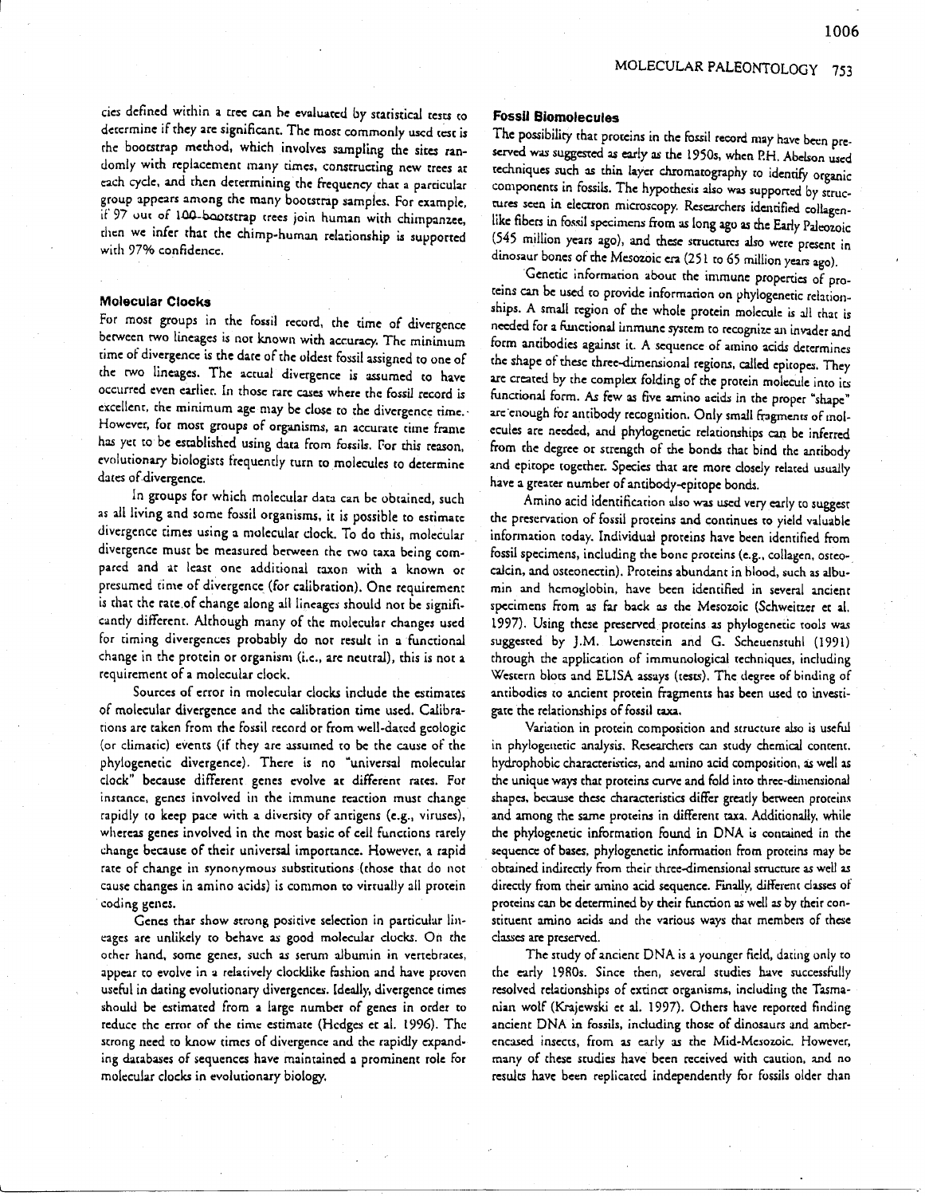cies defined within a tree can be evaluated by statistical tests to determine if they are significant. The most commonly used test is the bootstrap method, which involves sampling the sites randomly with replacement many times, constructing new trees at each cycle, and then determining the frequency that a particular group appears among the many bootstrap samples. For example, if 97 out of 100 bootstrap trees join human with chimpanzee, then we infer that the chimp-human relationship is supported with 97% confidence.

### Molecular Clocks

For most groups in the fossil record, the time of divergence between two lineages is not known with accuracy. The minimum time of divergence is the date of the oldest fossil assigned to one of the two lineages. The actual divergence is assumed to have occurred even earlier. In those rare cases where the fossil record is excellent, the minimum age may be close to the divergence time. However, for most groups of organisms, an accurate time frame has yet to be established using data from fossils. For this reason, evolutionary biologists frequently turn to molecules to determine dates of divergence.

In groups for which molecular data can be obtained, such as all living and some fossil organisms, it is possible to estimate divergence times using a molecular clock. To do this, molecular divergence must be measured between the two taxa being compared and at least one additional taxon with a known or presumed time of divergence (for calibration). One requirement is that the rate of change along all lineages should not be significantly different. Although many of the molecular changes used for timing divergences probably do not result in a functional change in the protein or organism (i.e., are neutral), this is not a requirement of a molecular clock.

Sources of error in molecular clocks include the estimates of molecular divergence and the calibration time used. Calibrations are taken from the fossil record or from well-dated geologic (or climatic) events (if they are assumed to be the cause of the phylogenetic divergence). There is no "universal molecular clock" because different genes evolve at different rates. For instance, genes involved in the immune reaction must change rapidly to keep pace with a diversity of antigens (e.g., viruses), whereas genes involved in the most basic of cell functions rarely change because of their universal importance. However, a rapid rate of change in synonymous substitutions (those that do not cause changes in amino acids) is common to virtually all protein coding genes.

Genes that show strong positive selection in particular lineages are unlikely to behave as good molecular clocks. On the other hand, some genes, such as serum albumin in vertebrates, appear to evolve in a relatively clocklike fashion and have proven useful in dating evolutionary divergences. Ideally, divergence times should be estimated from a large number of genes in order to reduce the error of the time estimate (Hedges et al. 1996). The strong need to know times of divergence and the rapidly expanding databases of sequences have maintained a prominent role for molecular clocks in evolutionary biology.

### Fossil Biomolecules

The possibility that proteins in the fossil record may have been preserved was suggested as early as the 1950s, when P.H. Abelson used techniques such as thin layer chromatography to identify organic components in fossils. The hypothesis also was supported by structures seen in electron microscopy. Researchers identified collagen-like fibers in fossil specimens from as long ago as the Early Paleozoic (545 million years ago), and these structures also were present in dinosaur bones of the Mesozoic era (251 to 65 million years ago).

Genetic information about the immune properties of proteins can be used to provide information on phylogenetic relationships. A small region of the whole protein molecule is all that is needed for a functional immune system to recognize an invader and form antibodies against it. A sequence of amino acids determines the shape of these three-dimensional regions, called epitopes. They are created by the complex folding of the protein molecule into its functional form. As few as five amino acids in the proper "shape" are enough for antibody recognition. Only small fragments of molecules are needed, and phylogenetic relationships can be inferred from the degree or strength of the bonds that bind the antibody and epitope together. Species that are more closely related usually have a greater number of antibody-epitope bonds.

Amino acid identification also was used very early to suggest the preservation of fossil proteins and continues to yield valuable information today. Individual proteins have been identified from fossil specimens, including the bone proteins (e.g., collagen, osteocalcin, and osteonectin). Proteins abundant in blood, such as albumin and hemoglobin, have been identified in several ancient specimens from as far back as the Mesozoic (Schweitzer et al. 1997). Using these preserved proteins as phylogenetic tools was suggested by J.M. Lowenstein and G. Scheuenstuhl (1991) through the application of immunological techniques, including Western blots and ELISA assays (tests). The degree of binding of antibodies to ancient protein fragments has been used to investigate the relationships of fossil taxa.

Variation in protein composition and structure also is useful in phylogenetic analysis. Researchers can study chemical content, hydrophobic characteristics, and amino acid composition, as well as the unique ways that proteins curve and fold into three-dimensional shapes, because these characteristics differ greatly between proteins and among the same proteins in different taxa. Additionally, while the phylogenetic information found in DNA is contained in the sequence of bases, phylogenetic information from proteins may be obtained indirectly from their three-dimensional structure as well as directly from their amino acid sequence. Finally, different classes of proteins can be determined by their function as well as by their constituent amino acids and the various ways that members of these classes are preserved.

The study of ancient DNA is a younger field, dating only to the early 1980s. Since then, several studies have successfully resolved relationships of extinct organisms, including the Tasmanian wolf (Krajewski et al. 1997). Others have reported finding ancient DNA in fossils, including those of dinosaurs and amber-encased insects, from as early as the Mid-Mesozoic. However, many of these studies have been received with caution, and no results have been replicated independently for fossils older than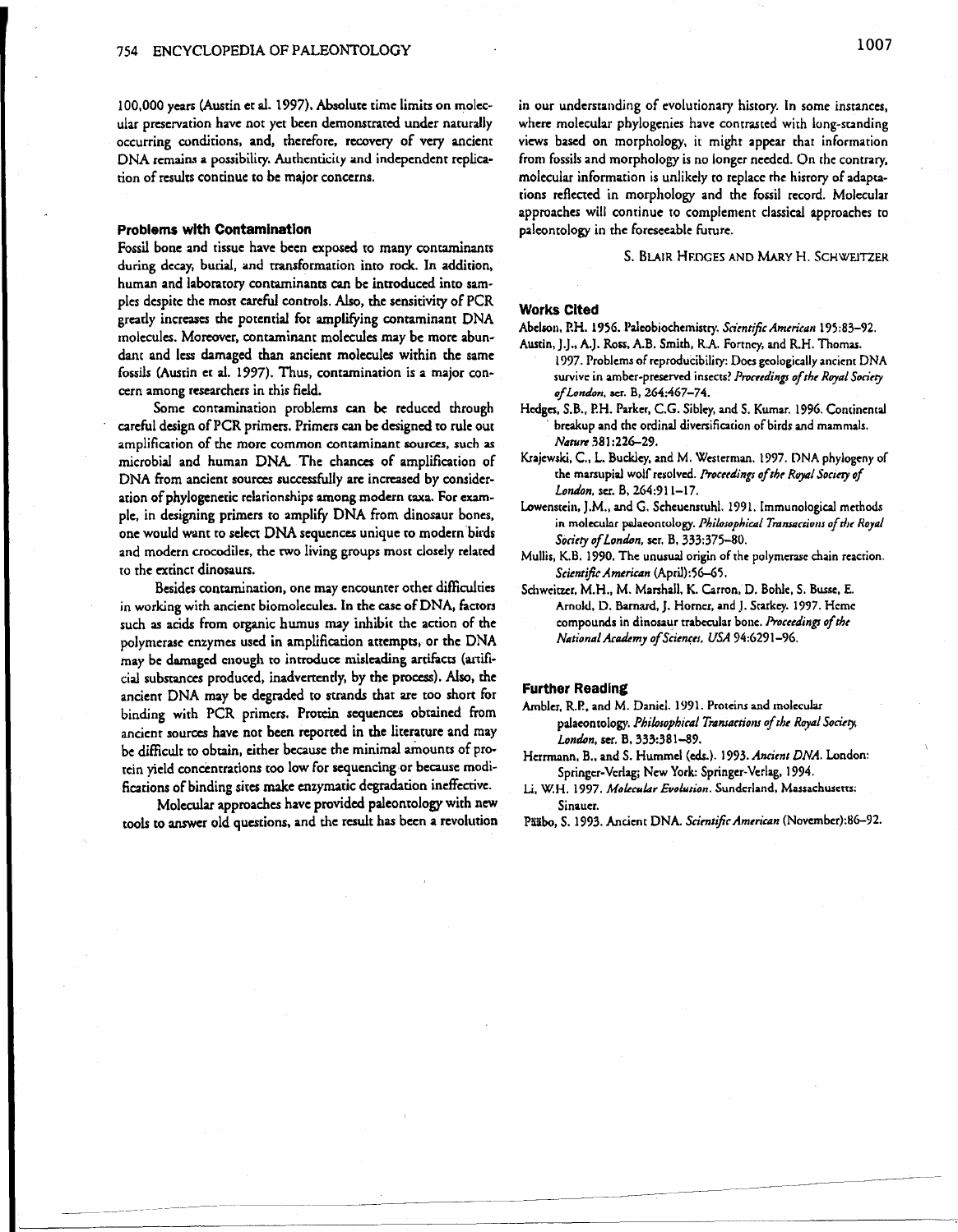100,000 years (Austin et al. 1997). Absolute time limits on molecular preservation have not yet been demonstrated under naturally occurring conditions, and, therefore, recovery of very ancient DNA remains a possibility. Authenticity and independent replication of results continue to be major concerns.

### Problems with Contamination

Fossil bone and tissue have been exposed to many contaminants during decay, burial, and transformation into rock. In addition, human and laboratory contaminants can be introduced into samples despite the most careful controls. Also, the sensitivity of PCR greatly increases the potential for amplifying contaminant DNA molecules. Moreover, contaminant molecules may be more abundant and less damaged than ancient molecules within the same fossils (Austin et al. 1997). Thus, contamination is a major concern among researchers in this field.

Some contamination problems can be reduced through careful design of PCR primers. Primers can be designed to rule out amplification of the more common contaminant sources, such as microbial and human DNA. The chances of amplification of DNA from ancient sources successfully are increased by consideration of phylogenetic relationships among modern taxa. For example, in designing primers to amplify DNA from dinosaur bones, one would want to select DNA sequences unique to modern birds and modern crocodiles, the two living groups most closely related to the extinct dinosaurs.

Besides contamination, one may encounter other difficulties in working with ancient biomolecules. In the case of DNA, factors such as acids from organic humus may inhibit the action of the polymerase enzymes used in amplification attempts, or the DNA may be damaged enough to introduce misleading artifacts (artificial substances produced, inadvertently, by the process). Also, the ancient DNA may be degraded to strands that are too short for binding with PCR primers. Protein sequences obtained from ancient sources have not been reported in the literature and may be difficult to obtain, either because the minimal amounts of protein yield concentrations too low for sequencing or because modifications of binding sites make enzymatic degradation ineffective.

Molecular approaches have provided paleontology with new tools to answer old questions, and the result has been a revolution in our understanding of evolutionary history. In some instances, where molecular phylogenies have contrasted with long-standing views based on morphology, it might appear that information from fossils and morphology is no longer needed. On the contrary, molecular information is unlikely to replace the history of adaptations reflected in morphology and the fossil record. Molecular approaches will continue to complement classical approaches to paleontology in the foreseeable future.

S. BLAIR HEDGES AND MARY H. SCHWEITZER

### Works Cited

Abelson, P.H. 1956. Paleobiochemistry. *Scientific American* 195:83–92.

Austin, J.J., A.J. Ross, A.B. Smith, R.A. Fortney, and R.H. Thomas. 1997. Problems of reproducibility: Does geologically ancient DNA survive in amber-preserved insects? *Proceedings of the Royal Society of London*, ser. B, 264:467–74.

Hedges, S.B., P.H. Parker, C.G. Sibley, and S. Kumar. 1996. Continental breakup and the ordinal diversification of birds and mammals. *Nature* 381:226–29.

Krajewski, C., L. Buckley, and M. Westerman. 1997. DNA phylogeny of the marsupial wolf resolved. *Proceedings of the Royal Society of London*, ser. B, 264:911–17.

Lowenstein, J.M., and G. Scheuenstuhl. 1991. Immunological methods in molecular palaeontology. *Philosophical Transactions of the Royal Society of London*, ser. B, 333:375–80.

Mullis, K.B. 1990. The unusual origin of the polymerase chain reaction. *Scientific American* (April):56–65.

Schweitzer, M.H., M. Marshall, K. Carron, D. Bohle, S. Busse, E. Arnold, D. Barnard, J. Horner, and J. Starkey. 1997. Heme compounds in dinosaur trabecular bone. *Proceedings of the National Academy of Sciences, USA* 94:6291–96.

### Further Reading

Ambler, R.P., and M. Daniel. 1991. Proteins and molecular palaeontology. *Philosophical Transactions of the Royal Society, London*, ser. B, 333:381–89.

Herrmann, B., and S. Hummel (eds.). 1993. *Ancient DNA*. London: Springer-Verlag; New York: Springer-Verlag, 1994.

Li, W.H. 1997. *Molecular Evolution*. Sunderland, Massachusetts: Sinauer.

Pääbo, S. 1993. Ancient DNA. *Scientific American* (November):86–92.